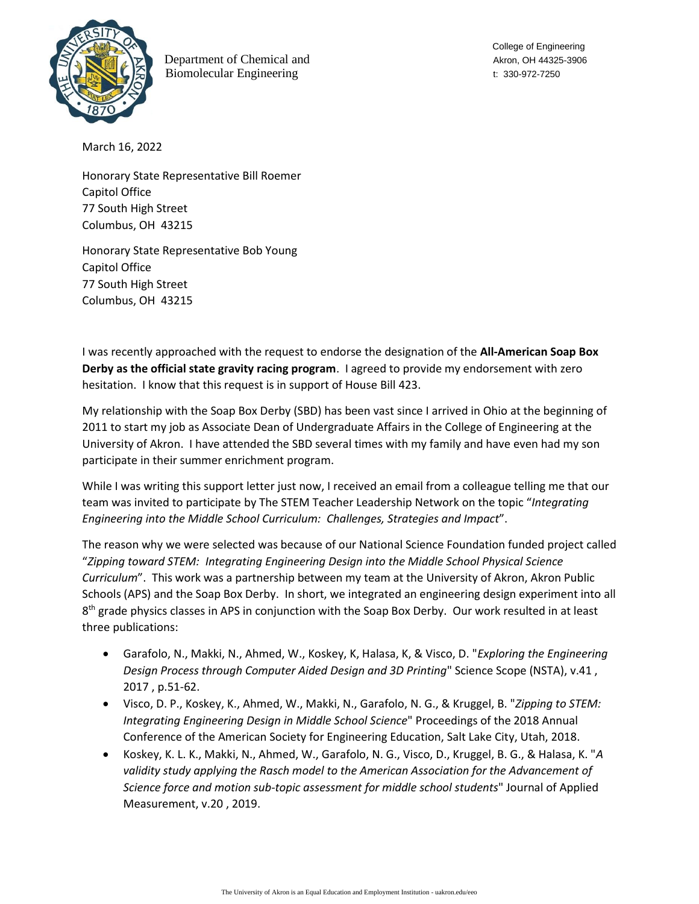Department of Chemical and Biomolecular Engineering

College of Engineering
Akron, OH 44325-3906
t: 330-972-7250

March 16, 2022

Honorary State Representative Bill Roemer
Capitol Office
77 South High Street
Columbus, OH 43215

Honorary State Representative Bob Young
Capitol Office
77 South High Street
Columbus, OH 43215

I was recently approached with the request to endorse the designation of the **All-American Soap Box Derby as the official state gravity racing program**. I agreed to provide my endorsement with zero hesitation. I know that this request is in support of House Bill 423.

My relationship with the Soap Box Derby (SBD) has been vast since I arrived in Ohio at the beginning of 2011 to start my job as Associate Dean of Undergraduate Affairs in the College of Engineering at the University of Akron. I have attended the SBD several times with my family and have even had my son participate in their summer enrichment program.

While I was writing this support letter just now, I received an email from a colleague telling me that our team was invited to participate by The STEM Teacher Leadership Network on the topic "*Integrating Engineering into the Middle School Curriculum: Challenges, Strategies and Impact*".

The reason why we were selected was because of our National Science Foundation funded project called "*Zipping toward STEM: Integrating Engineering Design into the Middle School Physical Science Curriculum*". This work was a partnership between my team at the University of Akron, Akron Public Schools (APS) and the Soap Box Derby. In short, we integrated an engineering design experiment into all 8th grade physics classes in APS in conjunction with the Soap Box Derby. Our work resulted in at least three publications:

- Garafolo, N., Makki, N., Ahmed, W., Koskey, K, Halasa, K, & Visco, D. "*Exploring the Engineering Design Process through Computer Aided Design and 3D Printing*" Science Scope (NSTA), v.41 , 2017 , p.51-62.
- Visco, D. P., Koskey, K., Ahmed, W., Makki, N., Garafolo, N. G., & Kruggel, B. "*Zipping to STEM: Integrating Engineering Design in Middle School Science*" Proceedings of the 2018 Annual Conference of the American Society for Engineering Education, Salt Lake City, Utah, 2018.
- Koskey, K. L. K., Makki, N., Ahmed, W., Garafolo, N. G., Visco, D., Kruggel, B. G., & Halasa, K. "*A validity study applying the Rasch model to the American Association for the Advancement of Science force and motion sub-topic assessment for middle school students*" Journal of Applied Measurement, v.20 , 2019.

The University of Akron is an Equal Education and Employment Institution - uakron.edu/eeo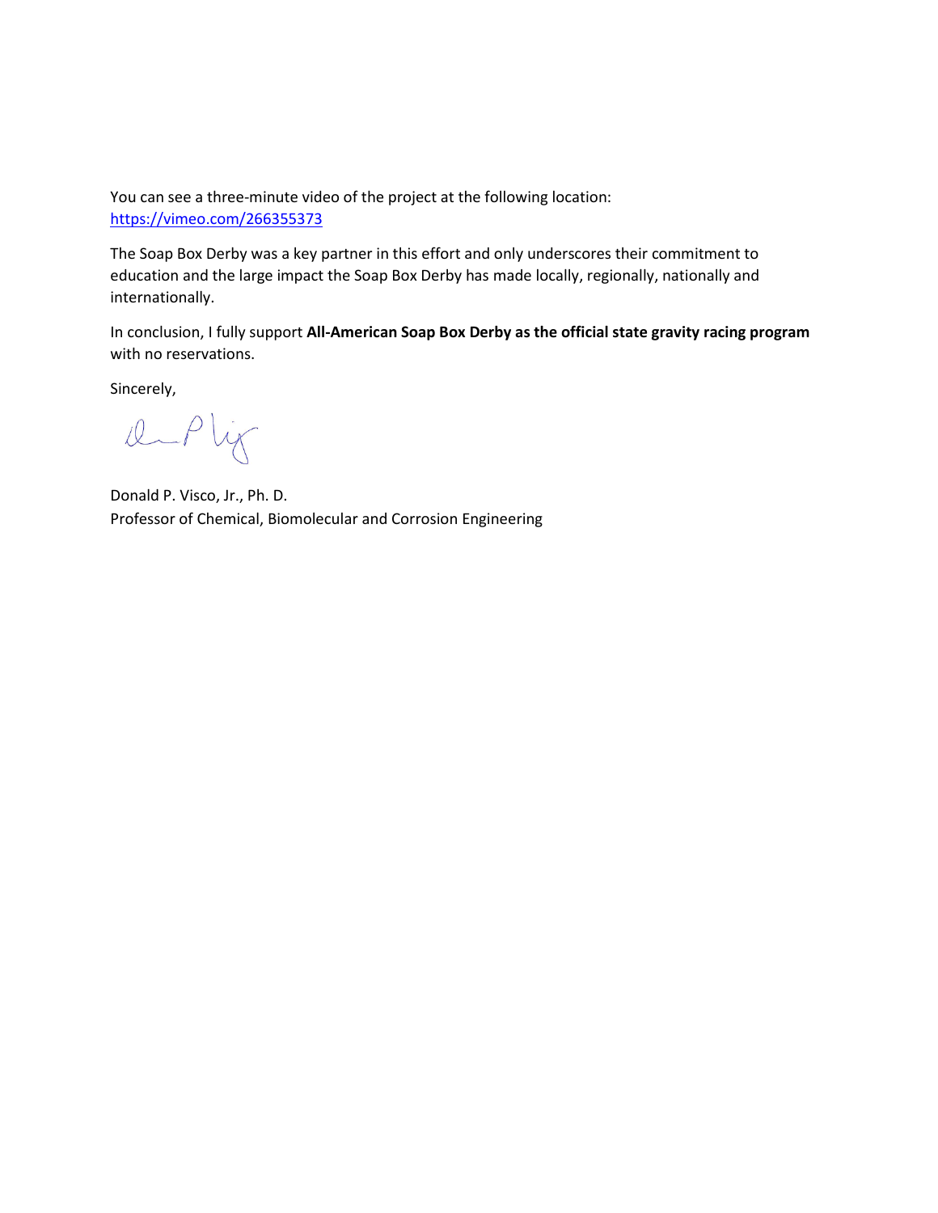You can see a three-minute video of the project at the following location:
[https://vimeo.com/266355373](https://vimeo.com/266355373)

The Soap Box Derby was a key partner in this effort and only underscores their commitment to education and the large impact the Soap Box Derby has made locally, regionally, nationally and internationally.

In conclusion, I fully support **All-American Soap Box Derby as the official state gravity racing program** with no reservations.

Sincerely,

Donald P. Visco, Jr., Ph. D.
Professor of Chemical, Biomolecular and Corrosion Engineering